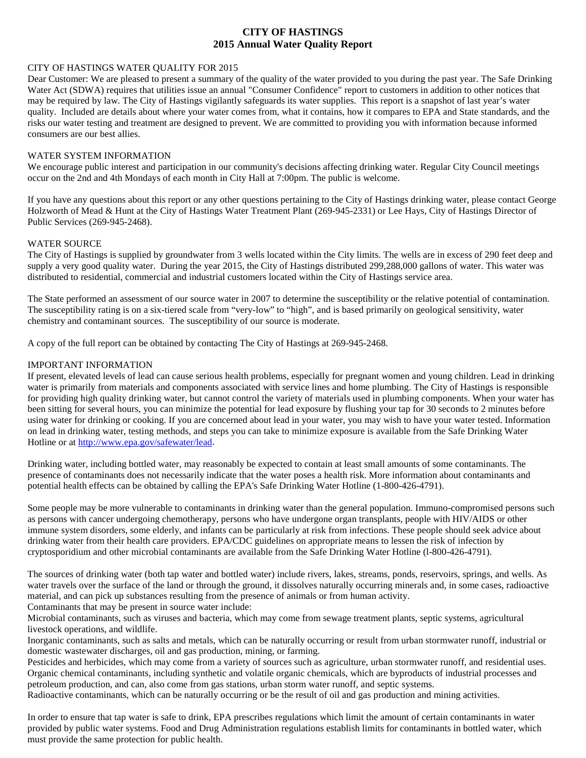# CITY OF HASTINGS
## 2015 Annual Water Quality Report

CITY OF HASTINGS WATER QUALITY FOR 2015

Dear Customer: We are pleased to present a summary of the quality of the water provided to you during the past year. The Safe Drinking Water Act (SDWA) requires that utilities issue an annual "Consumer Confidence" report to customers in addition to other notices that may be required by law. The City of Hastings vigilantly safeguards its water supplies. This report is a snapshot of last year's water quality. Included are details about where your water comes from, what it contains, how it compares to EPA and State standards, and the risks our water testing and treatment are designed to prevent. We are committed to providing you with information because informed consumers are our best allies.

WATER SYSTEM INFORMATION

We encourage public interest and participation in our community's decisions affecting drinking water. Regular City Council meetings occur on the 2nd and 4th Mondays of each month in City Hall at 7:00pm. The public is welcome.

If you have any questions about this report or any other questions pertaining to the City of Hastings drinking water, please contact George Holzworth of Mead & Hunt at the City of Hastings Water Treatment Plant (269-945-2331) or Lee Hays, City of Hastings Director of Public Services (269-945-2468).

WATER SOURCE

The City of Hastings is supplied by groundwater from 3 wells located within the City limits. The wells are in excess of 290 feet deep and supply a very good quality water. During the year 2015, the City of Hastings distributed 299,288,000 gallons of water. This water was distributed to residential, commercial and industrial customers located within the City of Hastings service area.

The State performed an assessment of our source water in 2007 to determine the susceptibility or the relative potential of contamination. The susceptibility rating is on a six-tiered scale from "very-low" to "high", and is based primarily on geological sensitivity, water chemistry and contaminant sources. The susceptibility of our source is moderate.

A copy of the full report can be obtained by contacting The City of Hastings at 269-945-2468.

IMPORTANT INFORMATION

If present, elevated levels of lead can cause serious health problems, especially for pregnant women and young children. Lead in drinking water is primarily from materials and components associated with service lines and home plumbing. The City of Hastings is responsible for providing high quality drinking water, but cannot control the variety of materials used in plumbing components. When your water has been sitting for several hours, you can minimize the potential for lead exposure by flushing your tap for 30 seconds to 2 minutes before using water for drinking or cooking. If you are concerned about lead in your water, you may wish to have your water tested. Information on lead in drinking water, testing methods, and steps you can take to minimize exposure is available from the Safe Drinking Water Hotline or at [http://www.epa.gov/safewater/lead](http://www.epa.gov/safewater/lead).

Drinking water, including bottled water, may reasonably be expected to contain at least small amounts of some contaminants. The presence of contaminants does not necessarily indicate that the water poses a health risk. More information about contaminants and potential health effects can be obtained by calling the EPA's Safe Drinking Water Hotline (1-800-426-4791).

Some people may be more vulnerable to contaminants in drinking water than the general population. Immuno-compromised persons such as persons with cancer undergoing chemotherapy, persons who have undergone organ transplants, people with HIV/AIDS or other immune system disorders, some elderly, and infants can be particularly at risk from infections. These people should seek advice about drinking water from their health care providers. EPA/CDC guidelines on appropriate means to lessen the risk of infection by cryptosporidium and other microbial contaminants are available from the Safe Drinking Water Hotline (l-800-426-4791).

The sources of drinking water (both tap water and bottled water) include rivers, lakes, streams, ponds, reservoirs, springs, and wells. As water travels over the surface of the land or through the ground, it dissolves naturally occurring minerals and, in some cases, radioactive material, and can pick up substances resulting from the presence of animals or from human activity.

Contaminants that may be present in source water include:

Microbial contaminants, such as viruses and bacteria, which may come from sewage treatment plants, septic systems, agricultural livestock operations, and wildlife.

Inorganic contaminants, such as salts and metals, which can be naturally occurring or result from urban stormwater runoff, industrial or domestic wastewater discharges, oil and gas production, mining, or farming.

Pesticides and herbicides, which may come from a variety of sources such as agriculture, urban stormwater runoff, and residential uses.

Organic chemical contaminants, including synthetic and volatile organic chemicals, which are byproducts of industrial processes and petroleum production, and can, also come from gas stations, urban storm water runoff, and septic systems.

Radioactive contaminants, which can be naturally occurring or be the result of oil and gas production and mining activities.

In order to ensure that tap water is safe to drink, EPA prescribes regulations which limit the amount of certain contaminants in water provided by public water systems. Food and Drug Administration regulations establish limits for contaminants in bottled water, which must provide the same protection for public health.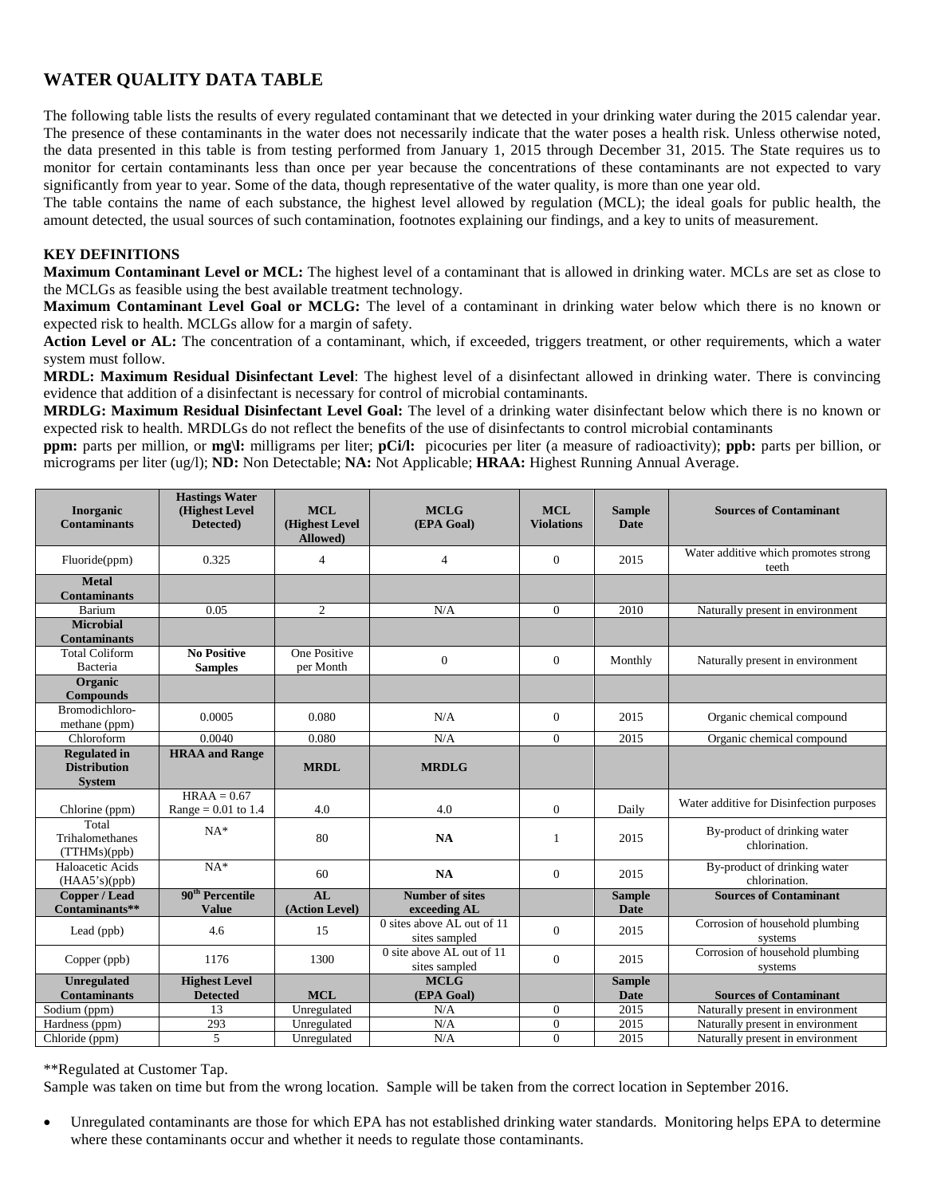## WATER QUALITY DATA TABLE

The following table lists the results of every regulated contaminant that we detected in your drinking water during the 2015 calendar year. The presence of these contaminants in the water does not necessarily indicate that the water poses a health risk. Unless otherwise noted, the data presented in this table is from testing performed from January 1, 2015 through December 31, 2015. The State requires us to monitor for certain contaminants less than once per year because the concentrations of these contaminants are not expected to vary significantly from year to year. Some of the data, though representative of the water quality, is more than one year old.

The table contains the name of each substance, the highest level allowed by regulation (MCL); the ideal goals for public health, the amount detected, the usual sources of such contamination, footnotes explaining our findings, and a key to units of measurement.

**KEY DEFINITIONS**

**Maximum Contaminant Level or MCL:** The highest level of a contaminant that is allowed in drinking water. MCLs are set as close to the MCLGs as feasible using the best available treatment technology.

**Maximum Contaminant Level Goal or MCLG:** The level of a contaminant in drinking water below which there is no known or expected risk to health. MCLGs allow for a margin of safety.

**Action Level or AL:** The concentration of a contaminant, which, if exceeded, triggers treatment, or other requirements, which a water system must follow.

**MRDL: Maximum Residual Disinfectant Level**: The highest level of a disinfectant allowed in drinking water. There is convincing evidence that addition of a disinfectant is necessary for control of microbial contaminants.

**MRDLG: Maximum Residual Disinfectant Level Goal:** The level of a drinking water disinfectant below which there is no known or expected risk to health. MRDLGs do not reflect the benefits of the use of disinfectants to control microbial contaminants

**ppm:** parts per million, or **mg\l:** milligrams per liter; **pCi/l:** picocuries per liter (a measure of radioactivity); **ppb:** parts per billion, or micrograms per liter (ug/l); **ND:** Non Detectable; **NA:** Not Applicable; **HRAA:** Highest Running Annual Average.

| Inorganic Contaminants | Hastings Water (Highest Level Detected) | MCL (Highest Level Allowed) | MCLG (EPA Goal) | MCL Violations | Sample Date | Sources of Contaminant |
|---|---|---|---|---|---|---|
| Fluoride(ppm) | 0.325 | 4 | 4 | 0 | 2015 | Water additive which promotes strong teeth |
| **Metal Contaminants** | | | | | | |
| Barium | 0.05 | 2 | N/A | 0 | 2010 | Naturally present in environment |
| **Microbial Contaminants** | | | | | | |
| Total Coliform Bacteria | **No Positive Samples** | One Positive per Month | 0 | 0 | Monthly | Naturally present in environment |
| **Organic Compounds** | | | | | | |
| Bromodichloro-methane (ppm) | 0.0005 | 0.080 | N/A | 0 | 2015 | Organic chemical compound |
| Chloroform | 0.0040 | 0.080 | N/A | 0 | 2015 | Organic chemical compound |
| **Regulated in Distribution System** | **HRAA and Range** | **MRDL** | **MRDLG** | | | |
| Chlorine (ppm) | HRAA = 0.67 Range = 0.01 to 1.4 | 4.0 | 4.0 | 0 | Daily | Water additive for Disinfection purposes |
| Total Trihalomethanes (TTHMs)(ppb) | NA* | 80 | **NA** | 1 | 2015 | By-product of drinking water chlorination. |
| Haloacetic Acids (HAA5's)(ppb) | NA* | 60 | **NA** | 0 | 2015 | By-product of drinking water chlorination. |
| **Copper / Lead Contaminants**\*\* | **90th Percentile Value** | **AL (Action Level)** | **Number of sites exceeding AL** | | **Sample Date** | **Sources of Contaminant** |
| Lead (ppb) | 4.6 | 15 | 0 sites above AL out of 11 sites sampled | 0 | 2015 | Corrosion of household plumbing systems |
| Copper (ppb) | 1176 | 1300 | 0 site above AL out of 11 sites sampled | 0 | 2015 | Corrosion of household plumbing systems |
| **Unregulated Contaminants** | **Highest Level Detected** | **MCL** | **MCLG (EPA Goal)** | | **Sample Date** | **Sources of Contaminant** |
| Sodium (ppm) | 13 | Unregulated | N/A | 0 | 2015 | Naturally present in environment |
| Hardness (ppm) | 293 | Unregulated | N/A | 0 | 2015 | Naturally present in environment |
| Chloride (ppm) | 5 | Unregulated | N/A | 0 | 2015 | Naturally present in environment |

**Regulated at Customer Tap.

Sample was taken on time but from the wrong location. Sample will be taken from the correct location in September 2016.

- Unregulated contaminants are those for which EPA has not established drinking water standards. Monitoring helps EPA to determine where these contaminants occur and whether it needs to regulate those contaminants.